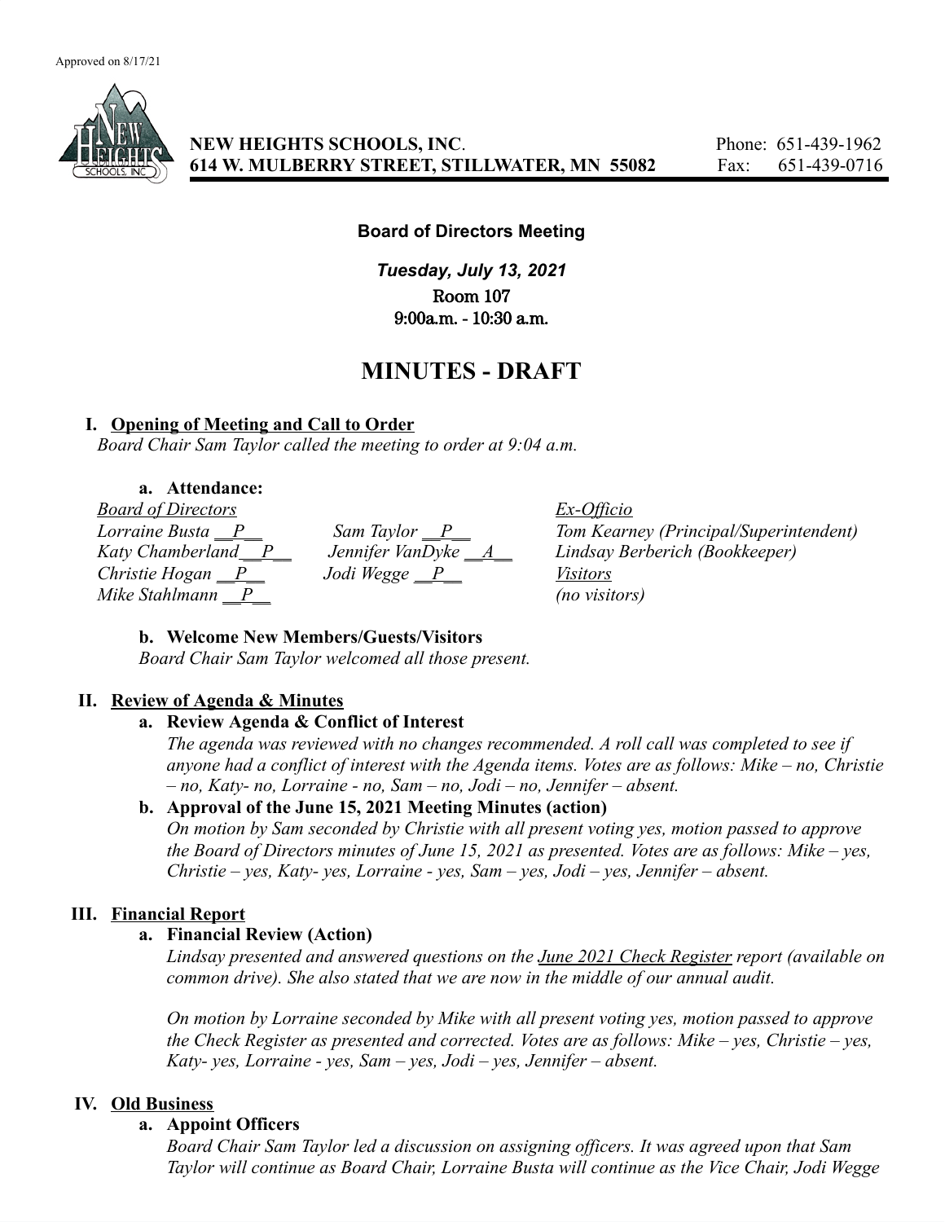Approved on 8/17/21

**NEW HEIGHTS SCHOOLS, INC.**
**614 W. MULBERRY STREET, STILLWATER, MN 55082**

Phone: 651-439-1962
Fax: 651-439-0716

**Board of Directors Meeting**

***Tuesday, July 13, 2021***
Room 107
9:00a.m. - 10:30 a.m.

# MINUTES - DRAFT

## I. Opening of Meeting and Call to Order

*Board Chair Sam Taylor called the meeting to order at 9:04 a.m.*

### a. Attendance:

| *Board of Directors* | | *Ex-Officio* |
|---|---|---|
| *Lorraine Busta __P__* | *Sam Taylor __P__* | *Tom Kearney (Principal/Superintendent)* |
| *Katy Chamberland__P__* | *Jennifer VanDyke __A__* | *Lindsay Berberich (Bookkeeper)* |
| *Christie Hogan __P__* | *Jodi Wegge __P__* | *Visitors* |
| *Mike Stahlmann __P__* | | *(no visitors)* |

### b. Welcome New Members/Guests/Visitors

*Board Chair Sam Taylor welcomed all those present.*

## II. Review of Agenda & Minutes

### a. Review Agenda & Conflict of Interest

*The agenda was reviewed with no changes recommended. A roll call was completed to see if anyone had a conflict of interest with the Agenda items. Votes are as follows: Mike – no, Christie – no, Katy- no, Lorraine - no, Sam – no, Jodi – no, Jennifer – absent.*

### b. Approval of the June 15, 2021 Meeting Minutes (action)

*On motion by Sam seconded by Christie with all present voting yes, motion passed to approve the Board of Directors minutes of June 15, 2021 as presented. Votes are as follows: Mike – yes, Christie – yes, Katy- yes, Lorraine - yes, Sam – yes, Jodi – yes, Jennifer – absent.*

## III. Financial Report

### a. Financial Review (Action)

*Lindsay presented and answered questions on the June 2021 Check Register report (available on common drive). She also stated that we are now in the middle of our annual audit.*

*On motion by Lorraine seconded by Mike with all present voting yes, motion passed to approve the Check Register as presented and corrected. Votes are as follows: Mike – yes, Christie – yes, Katy- yes, Lorraine - yes, Sam – yes, Jodi – yes, Jennifer – absent.*

## IV. Old Business

### a. Appoint Officers

*Board Chair Sam Taylor led a discussion on assigning officers. It was agreed upon that Sam Taylor will continue as Board Chair, Lorraine Busta will continue as the Vice Chair, Jodi Wegge*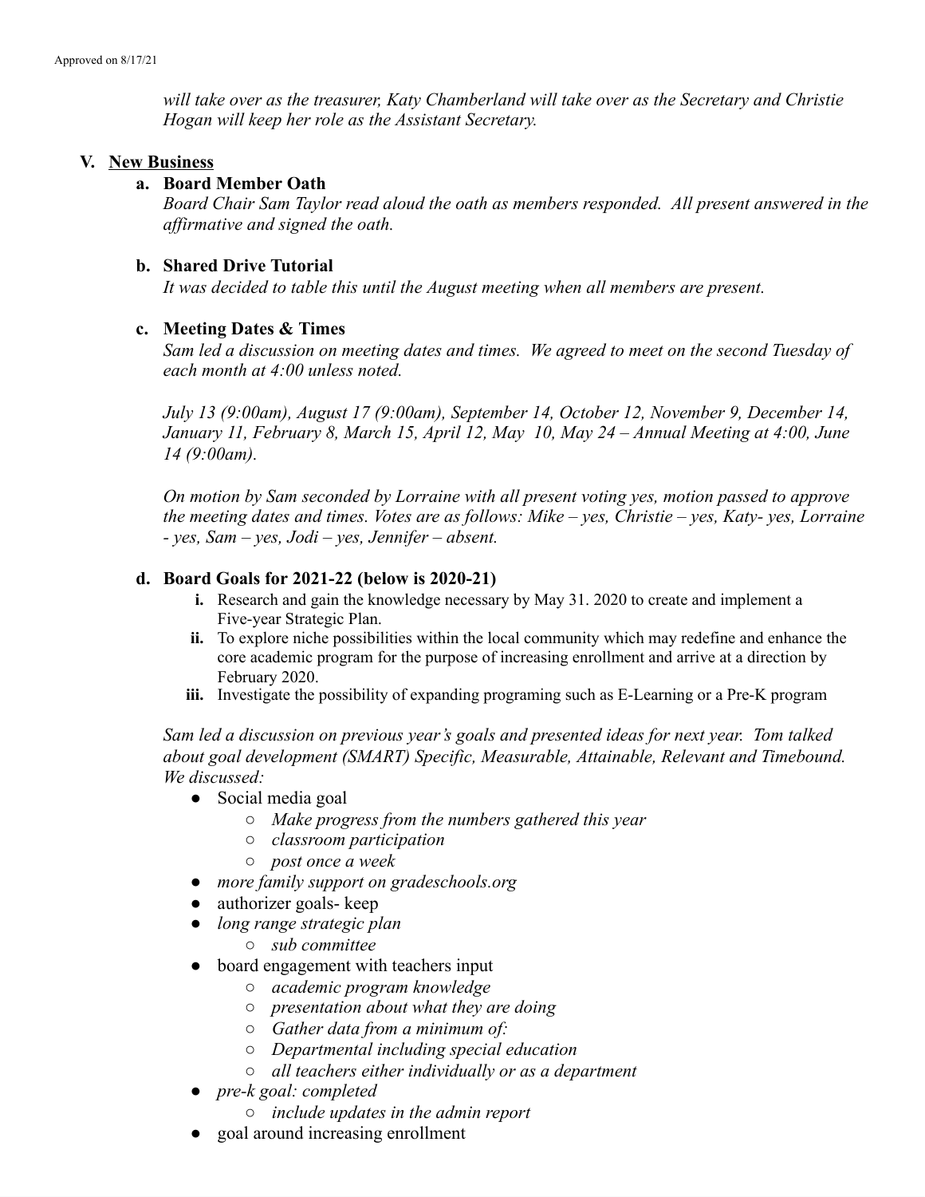*will take over as the treasurer, Katy Chamberland will take over as the Secretary and Christie Hogan will keep her role as the Assistant Secretary.*

## V. New Business

### a. Board Member Oath

*Board Chair Sam Taylor read aloud the oath as members responded. All present answered in the affirmative and signed the oath.*

### b. Shared Drive Tutorial

*It was decided to table this until the August meeting when all members are present.*

### c. Meeting Dates & Times

*Sam led a discussion on meeting dates and times. We agreed to meet on the second Tuesday of each month at 4:00 unless noted.*

*July 13 (9:00am), August 17 (9:00am), September 14, October 12, November 9, December 14, January 11, February 8, March 15, April 12, May 10, May 24 – Annual Meeting at 4:00, June 14 (9:00am).*

*On motion by Sam seconded by Lorraine with all present voting yes, motion passed to approve the meeting dates and times. Votes are as follows: Mike – yes, Christie – yes, Katy- yes, Lorraine - yes, Sam – yes, Jodi – yes, Jennifer – absent.*

### d. Board Goals for 2021-22 (below is 2020-21)

i. Research and gain the knowledge necessary by May 31. 2020 to create and implement a Five-year Strategic Plan.

ii. To explore niche possibilities within the local community which may redefine and enhance the core academic program for the purpose of increasing enrollment and arrive at a direction by February 2020.

iii. Investigate the possibility of expanding programing such as E-Learning or a Pre-K program

*Sam led a discussion on previous year's goals and presented ideas for next year. Tom talked about goal development (SMART) Specific, Measurable, Attainable, Relevant and Timebound. We discussed:*

- Social media goal
    - *Make progress from the numbers gathered this year*
    - *classroom participation*
    - *post once a week*
- *more family support on gradeschools.org*
- authorizer goals- keep
- *long range strategic plan*
    - *sub committee*
- board engagement with teachers input
    - *academic program knowledge*
    - *presentation about what they are doing*
    - *Gather data from a minimum of:*
    - *Departmental including special education*
    - *all teachers either individually or as a department*
- *pre-k goal: completed*
    - *include updates in the admin report*
- goal around increasing enrollment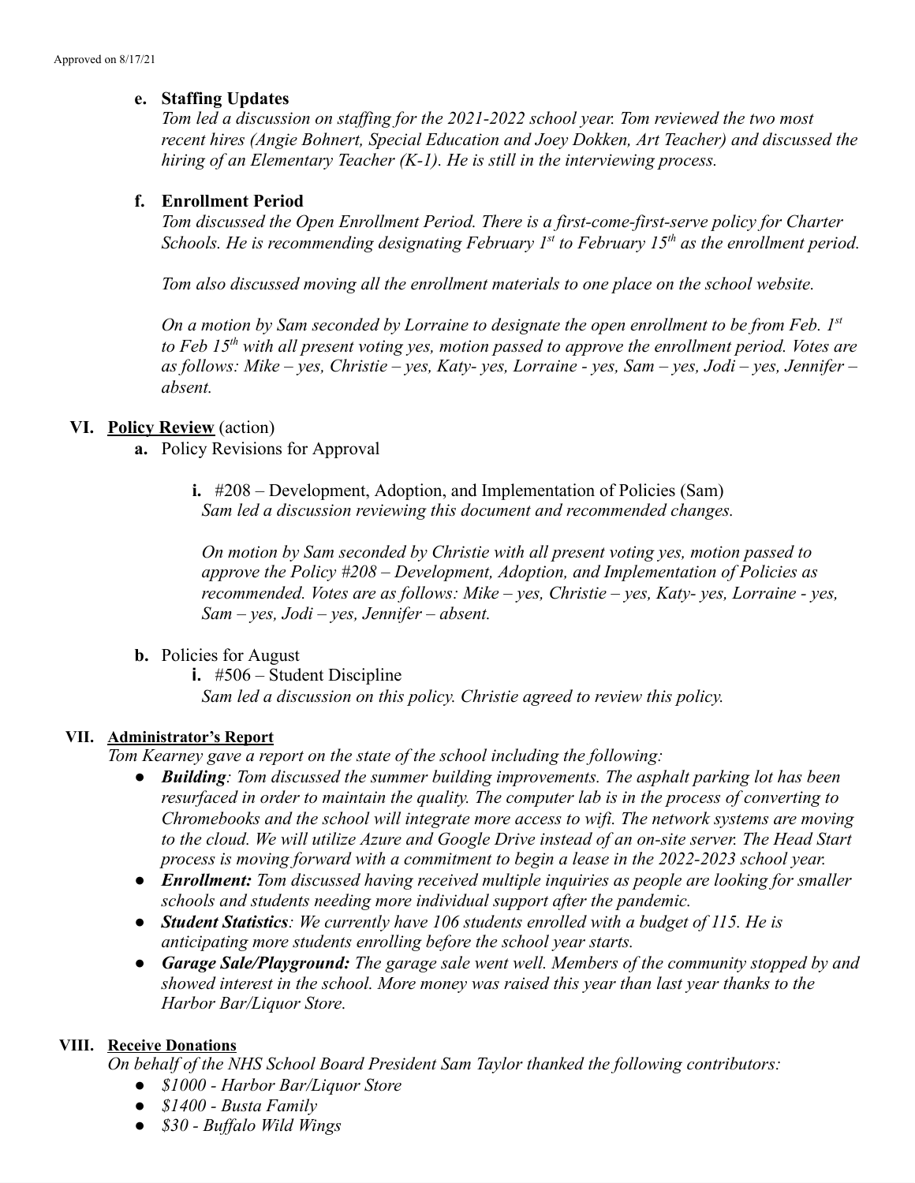Approved on 8/17/21

**e. Staffing Updates**

*Tom led a discussion on staffing for the 2021-2022 school year. Tom reviewed the two most recent hires (Angie Bohnert, Special Education and Joey Dokken, Art Teacher) and discussed the hiring of an Elementary Teacher (K-1). He is still in the interviewing process.*

**f. Enrollment Period**

*Tom discussed the Open Enrollment Period. There is a first-come-first-serve policy for Charter Schools. He is recommending designating February 1st to February 15th as the enrollment period.*

*Tom also discussed moving all the enrollment materials to one place on the school website.*

*On a motion by Sam seconded by Lorraine to designate the open enrollment to be from Feb. 1st to Feb 15th with all present voting yes, motion passed to approve the enrollment period. Votes are as follows: Mike – yes, Christie – yes, Katy- yes, Lorraine - yes, Sam – yes, Jodi – yes, Jennifer – absent.*

## VI. __Policy Review__ (action)

**a.** Policy Revisions for Approval

**i.** #208 – Development, Adoption, and Implementation of Policies (Sam)
*Sam led a discussion reviewing this document and recommended changes.*

*On motion by Sam seconded by Christie with all present voting yes, motion passed to approve the Policy #208 – Development, Adoption, and Implementation of Policies as recommended. Votes are as follows: Mike – yes, Christie – yes, Katy- yes, Lorraine - yes, Sam – yes, Jodi – yes, Jennifer – absent.*

**b.** Policies for August

**i.** #506 – Student Discipline
*Sam led a discussion on this policy. Christie agreed to review this policy.*

## VII. __Administrator's Report__

*Tom Kearney gave a report on the state of the school including the following:*

- ***Building**: Tom discussed the summer building improvements. The asphalt parking lot has been resurfaced in order to maintain the quality. The computer lab is in the process of converting to Chromebooks and the school will integrate more access to wifi. The network systems are moving to the cloud. We will utilize Azure and Google Drive instead of an on-site server. The Head Start process is moving forward with a commitment to begin a lease in the 2022-2023 school year.*
- ***Enrollment:** Tom discussed having received multiple inquiries as people are looking for smaller schools and students needing more individual support after the pandemic.*
- ***Student Statistics**: We currently have 106 students enrolled with a budget of 115. He is anticipating more students enrolling before the school year starts.*
- ***Garage Sale/Playground:** The garage sale went well. Members of the community stopped by and showed interest in the school. More money was raised this year than last year thanks to the Harbor Bar/Liquor Store.*

## VIII. __Receive Donations__

*On behalf of the NHS School Board President Sam Taylor thanked the following contributors:*

- *$1000 - Harbor Bar/Liquor Store*
- *$1400 - Busta Family*
- *$30 - Buffalo Wild Wings*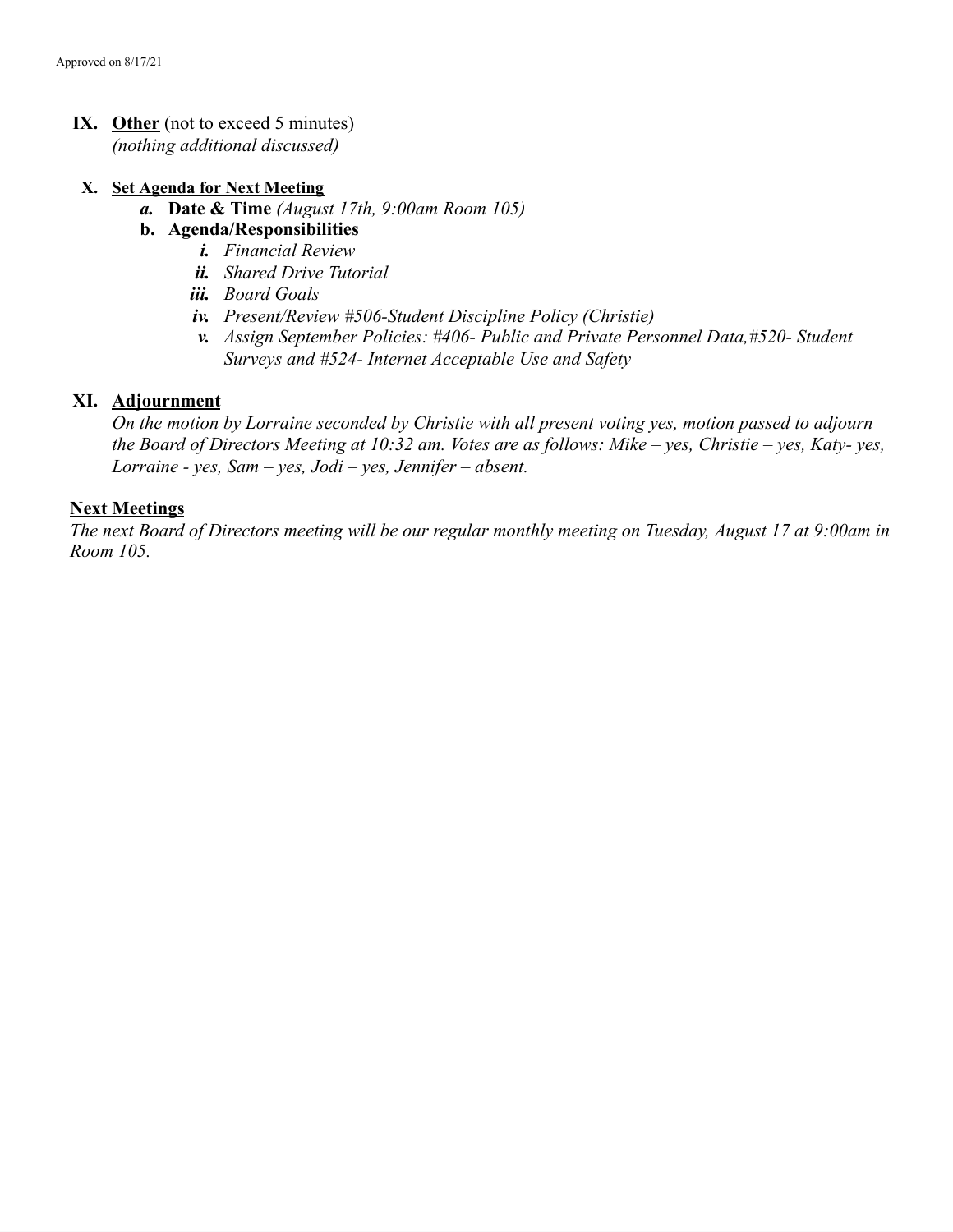Approved on 8/17/21

**IX. <u>Other</u>** (not to exceed 5 minutes)
*(nothing additional discussed)*

**X. <u>Set Agenda for Next Meeting</u>**

- ***a.*** **Date & Time** *(August 17th, 9:00am Room 105)*
- **b. Agenda/Responsibilities**
  - ***i.*** *Financial Review*
  - ***ii.*** *Shared Drive Tutorial*
  - ***iii.*** *Board Goals*
  - ***iv.*** *Present/Review #506-Student Discipline Policy (Christie)*
  - ***v.*** *Assign September Policies: #406- Public and Private Personnel Data,#520- Student Surveys and #524- Internet Acceptable Use and Safety*

**XI. <u>Adjournment</u>**

*On the motion by Lorraine seconded by Christie with all present voting yes, motion passed to adjourn the Board of Directors Meeting at 10:32 am. Votes are as follows: Mike – yes, Christie – yes, Katy- yes, Lorraine - yes, Sam – yes, Jodi – yes, Jennifer – absent.*

**<u>Next Meetings</u>**

*The next Board of Directors meeting will be our regular monthly meeting on Tuesday, August 17 at 9:00am in Room 105.*